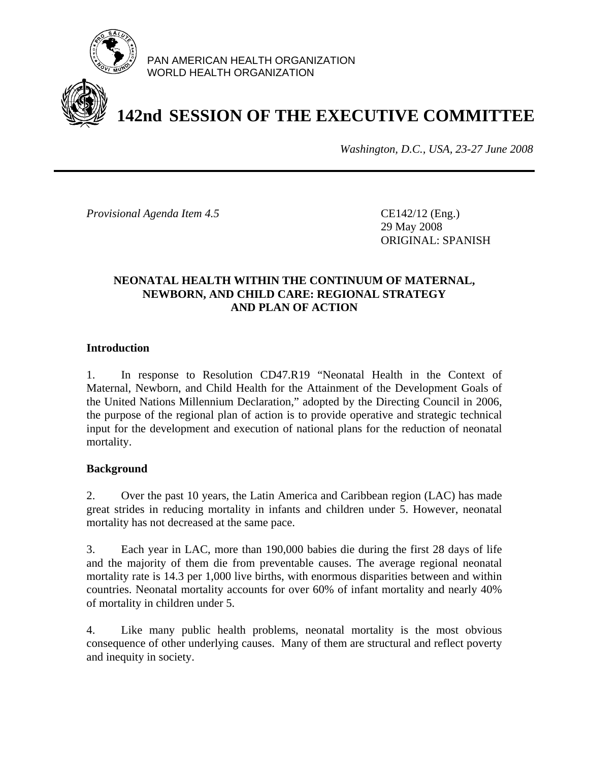PAN AMERICAN HEALTH ORGANIZATION
WORLD HEALTH ORGANIZATION

# 142nd SESSION OF THE EXECUTIVE COMMITTEE

*Washington, D.C., USA, 23-27 June 2008*

---

*Provisional Agenda Item 4.5*

CE142/12 (Eng.)
29 May 2008
ORIGINAL: SPANISH

## NEONATAL HEALTH WITHIN THE CONTINUUM OF MATERNAL, NEWBORN, AND CHILD CARE: REGIONAL STRATEGY AND PLAN OF ACTION

### Introduction

1. In response to Resolution CD47.R19 "Neonatal Health in the Context of Maternal, Newborn, and Child Health for the Attainment of the Development Goals of the United Nations Millennium Declaration," adopted by the Directing Council in 2006, the purpose of the regional plan of action is to provide operative and strategic technical input for the development and execution of national plans for the reduction of neonatal mortality.

### Background

2. Over the past 10 years, the Latin America and Caribbean region (LAC) has made great strides in reducing mortality in infants and children under 5. However, neonatal mortality has not decreased at the same pace.

3. Each year in LAC, more than 190,000 babies die during the first 28 days of life and the majority of them die from preventable causes. The average regional neonatal mortality rate is 14.3 per 1,000 live births, with enormous disparities between and within countries. Neonatal mortality accounts for over 60% of infant mortality and nearly 40% of mortality in children under 5.

4. Like many public health problems, neonatal mortality is the most obvious consequence of other underlying causes. Many of them are structural and reflect poverty and inequity in society.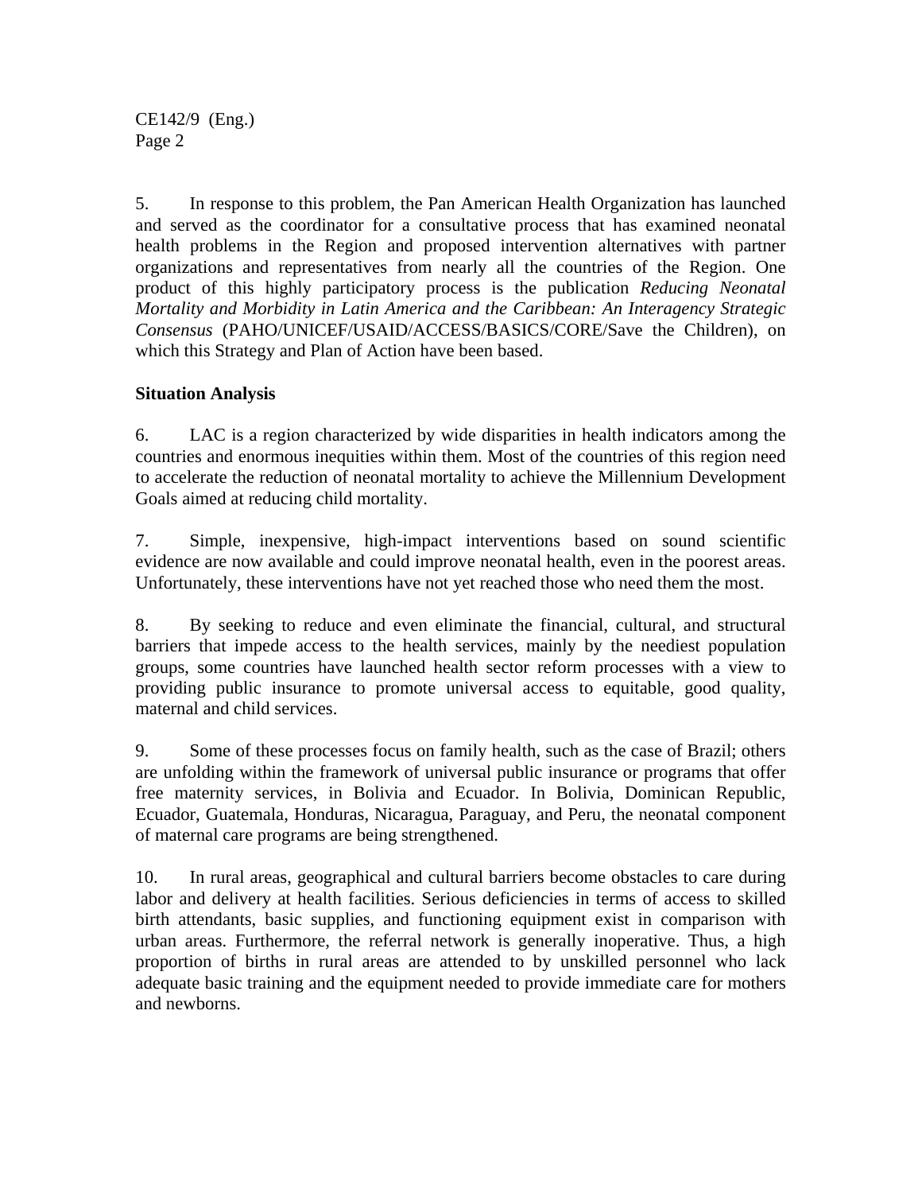5. In response to this problem, the Pan American Health Organization has launched and served as the coordinator for a consultative process that has examined neonatal health problems in the Region and proposed intervention alternatives with partner organizations and representatives from nearly all the countries of the Region. One product of this highly participatory process is the publication *Reducing Neonatal Mortality and Morbidity in Latin America and the Caribbean: An Interagency Strategic Consensus* (PAHO/UNICEF/USAID/ACCESS/BASICS/CORE/Save the Children), on which this Strategy and Plan of Action have been based.

**Situation Analysis**

6. LAC is a region characterized by wide disparities in health indicators among the countries and enormous inequities within them. Most of the countries of this region need to accelerate the reduction of neonatal mortality to achieve the Millennium Development Goals aimed at reducing child mortality.

7. Simple, inexpensive, high-impact interventions based on sound scientific evidence are now available and could improve neonatal health, even in the poorest areas. Unfortunately, these interventions have not yet reached those who need them the most.

8. By seeking to reduce and even eliminate the financial, cultural, and structural barriers that impede access to the health services, mainly by the neediest population groups, some countries have launched health sector reform processes with a view to providing public insurance to promote universal access to equitable, good quality, maternal and child services.

9. Some of these processes focus on family health, such as the case of Brazil; others are unfolding within the framework of universal public insurance or programs that offer free maternity services, in Bolivia and Ecuador. In Bolivia, Dominican Republic, Ecuador, Guatemala, Honduras, Nicaragua, Paraguay, and Peru, the neonatal component of maternal care programs are being strengthened.

10. In rural areas, geographical and cultural barriers become obstacles to care during labor and delivery at health facilities. Serious deficiencies in terms of access to skilled birth attendants, basic supplies, and functioning equipment exist in comparison with urban areas. Furthermore, the referral network is generally inoperative. Thus, a high proportion of births in rural areas are attended to by unskilled personnel who lack adequate basic training and the equipment needed to provide immediate care for mothers and newborns.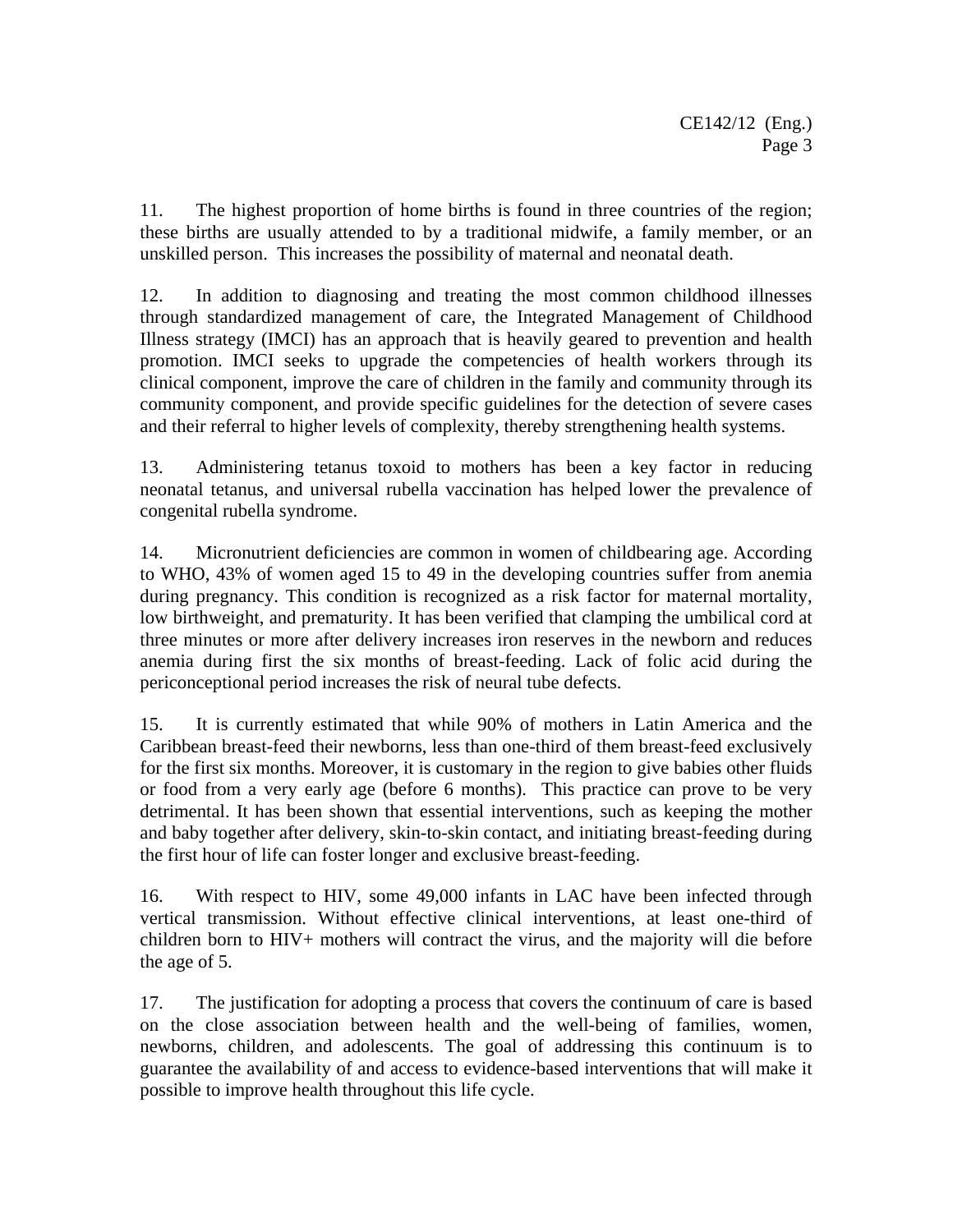11. The highest proportion of home births is found in three countries of the region; these births are usually attended to by a traditional midwife, a family member, or an unskilled person. This increases the possibility of maternal and neonatal death.

12. In addition to diagnosing and treating the most common childhood illnesses through standardized management of care, the Integrated Management of Childhood Illness strategy (IMCI) has an approach that is heavily geared to prevention and health promotion. IMCI seeks to upgrade the competencies of health workers through its clinical component, improve the care of children in the family and community through its community component, and provide specific guidelines for the detection of severe cases and their referral to higher levels of complexity, thereby strengthening health systems.

13. Administering tetanus toxoid to mothers has been a key factor in reducing neonatal tetanus, and universal rubella vaccination has helped lower the prevalence of congenital rubella syndrome.

14. Micronutrient deficiencies are common in women of childbearing age. According to WHO, 43% of women aged 15 to 49 in the developing countries suffer from anemia during pregnancy. This condition is recognized as a risk factor for maternal mortality, low birthweight, and prematurity. It has been verified that clamping the umbilical cord at three minutes or more after delivery increases iron reserves in the newborn and reduces anemia during first the six months of breast-feeding. Lack of folic acid during the periconceptional period increases the risk of neural tube defects.

15. It is currently estimated that while 90% of mothers in Latin America and the Caribbean breast-feed their newborns, less than one-third of them breast-feed exclusively for the first six months. Moreover, it is customary in the region to give babies other fluids or food from a very early age (before 6 months). This practice can prove to be very detrimental. It has been shown that essential interventions, such as keeping the mother and baby together after delivery, skin-to-skin contact, and initiating breast-feeding during the first hour of life can foster longer and exclusive breast-feeding.

16. With respect to HIV, some 49,000 infants in LAC have been infected through vertical transmission. Without effective clinical interventions, at least one-third of children born to HIV+ mothers will contract the virus, and the majority will die before the age of 5.

17. The justification for adopting a process that covers the continuum of care is based on the close association between health and the well-being of families, women, newborns, children, and adolescents. The goal of addressing this continuum is to guarantee the availability of and access to evidence-based interventions that will make it possible to improve health throughout this life cycle.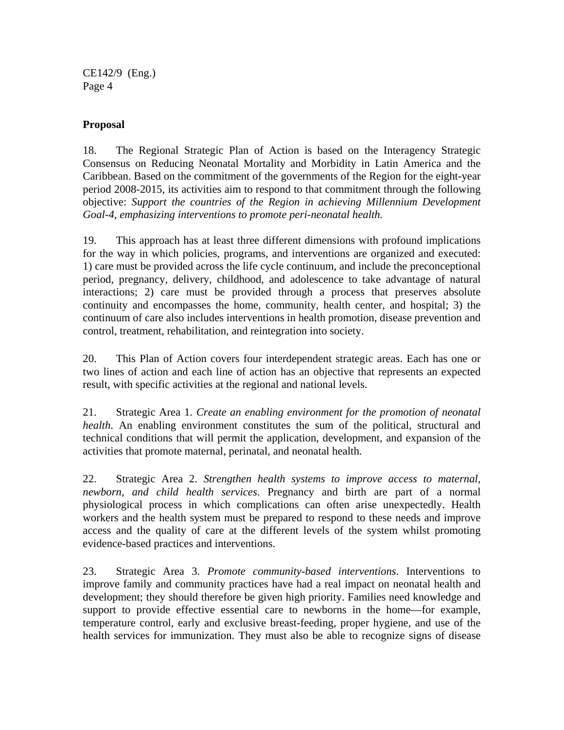**Proposal**

18. The Regional Strategic Plan of Action is based on the Interagency Strategic Consensus on Reducing Neonatal Mortality and Morbidity in Latin America and the Caribbean. Based on the commitment of the governments of the Region for the eight-year period 2008-2015, its activities aim to respond to that commitment through the following objective: *Support the countries of the Region in achieving Millennium Development Goal-4, emphasizing interventions to promote peri-neonatal health.*

19. This approach has at least three different dimensions with profound implications for the way in which policies, programs, and interventions are organized and executed: 1) care must be provided across the life cycle continuum, and include the preconceptional period, pregnancy, delivery, childhood, and adolescence to take advantage of natural interactions; 2) care must be provided through a process that preserves absolute continuity and encompasses the home, community, health center, and hospital; 3) the continuum of care also includes interventions in health promotion, disease prevention and control, treatment, rehabilitation, and reintegration into society.

20. This Plan of Action covers four interdependent strategic areas. Each has one or two lines of action and each line of action has an objective that represents an expected result, with specific activities at the regional and national levels.

21. Strategic Area 1. *Create an enabling environment for the promotion of neonatal health*. An enabling environment constitutes the sum of the political, structural and technical conditions that will permit the application, development, and expansion of the activities that promote maternal, perinatal, and neonatal health.

22. Strategic Area 2. *Strengthen health systems to improve access to maternal, newborn, and child health services*. Pregnancy and birth are part of a normal physiological process in which complications can often arise unexpectedly. Health workers and the health system must be prepared to respond to these needs and improve access and the quality of care at the different levels of the system whilst promoting evidence-based practices and interventions.

23. Strategic Area 3. *Promote community-based interventions*. Interventions to improve family and community practices have had a real impact on neonatal health and development; they should therefore be given high priority. Families need knowledge and support to provide effective essential care to newborns in the home—for example, temperature control, early and exclusive breast-feeding, proper hygiene, and use of the health services for immunization. They must also be able to recognize signs of disease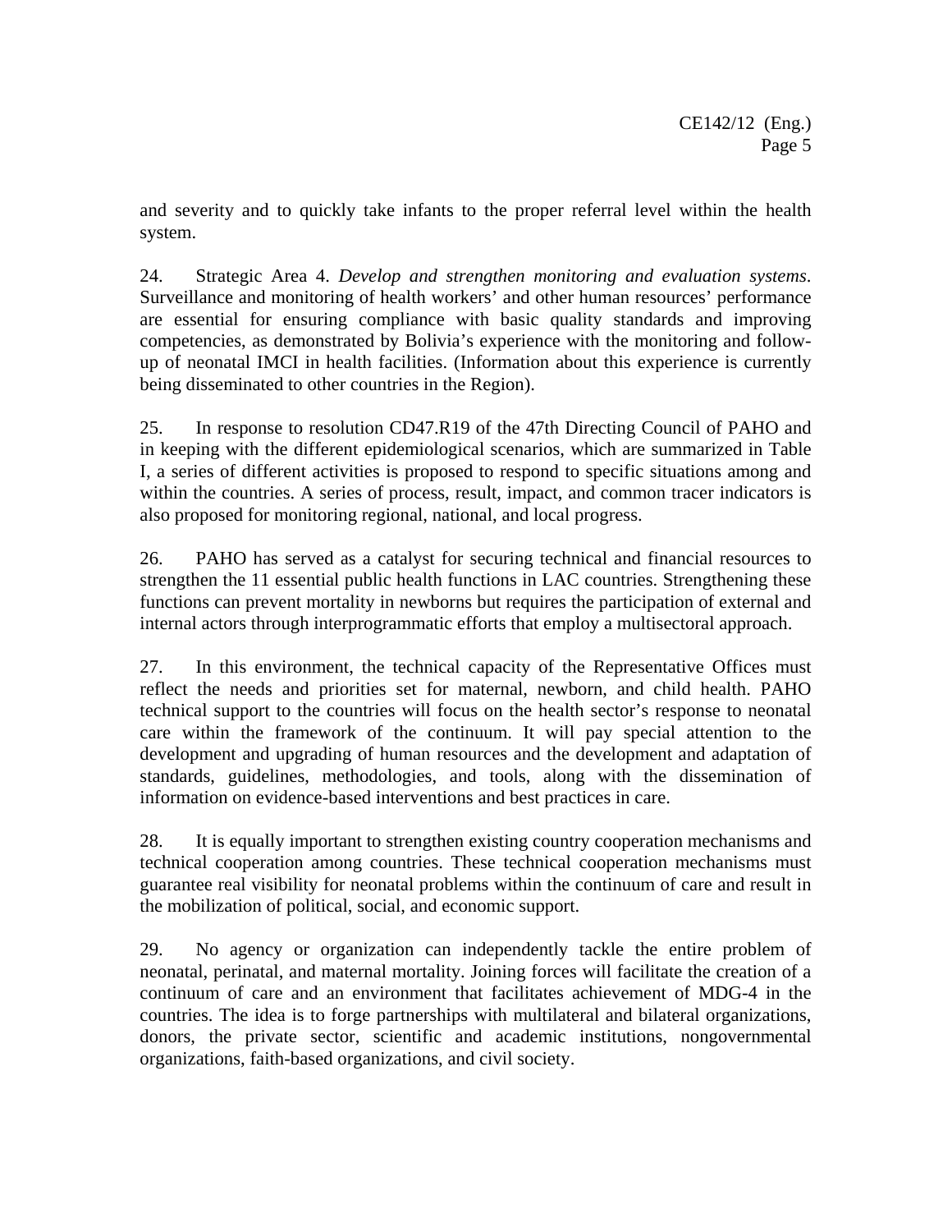and severity and to quickly take infants to the proper referral level within the health system.

24. Strategic Area 4. *Develop and strengthen monitoring and evaluation systems*. Surveillance and monitoring of health workers' and other human resources' performance are essential for ensuring compliance with basic quality standards and improving competencies, as demonstrated by Bolivia's experience with the monitoring and follow-up of neonatal IMCI in health facilities. (Information about this experience is currently being disseminated to other countries in the Region).

25. In response to resolution CD47.R19 of the 47th Directing Council of PAHO and in keeping with the different epidemiological scenarios, which are summarized in Table I, a series of different activities is proposed to respond to specific situations among and within the countries. A series of process, result, impact, and common tracer indicators is also proposed for monitoring regional, national, and local progress.

26. PAHO has served as a catalyst for securing technical and financial resources to strengthen the 11 essential public health functions in LAC countries. Strengthening these functions can prevent mortality in newborns but requires the participation of external and internal actors through interprogrammatic efforts that employ a multisectoral approach.

27. In this environment, the technical capacity of the Representative Offices must reflect the needs and priorities set for maternal, newborn, and child health. PAHO technical support to the countries will focus on the health sector's response to neonatal care within the framework of the continuum. It will pay special attention to the development and upgrading of human resources and the development and adaptation of standards, guidelines, methodologies, and tools, along with the dissemination of information on evidence-based interventions and best practices in care.

28. It is equally important to strengthen existing country cooperation mechanisms and technical cooperation among countries. These technical cooperation mechanisms must guarantee real visibility for neonatal problems within the continuum of care and result in the mobilization of political, social, and economic support.

29. No agency or organization can independently tackle the entire problem of neonatal, perinatal, and maternal mortality. Joining forces will facilitate the creation of a continuum of care and an environment that facilitates achievement of MDG-4 in the countries. The idea is to forge partnerships with multilateral and bilateral organizations, donors, the private sector, scientific and academic institutions, nongovernmental organizations, faith-based organizations, and civil society.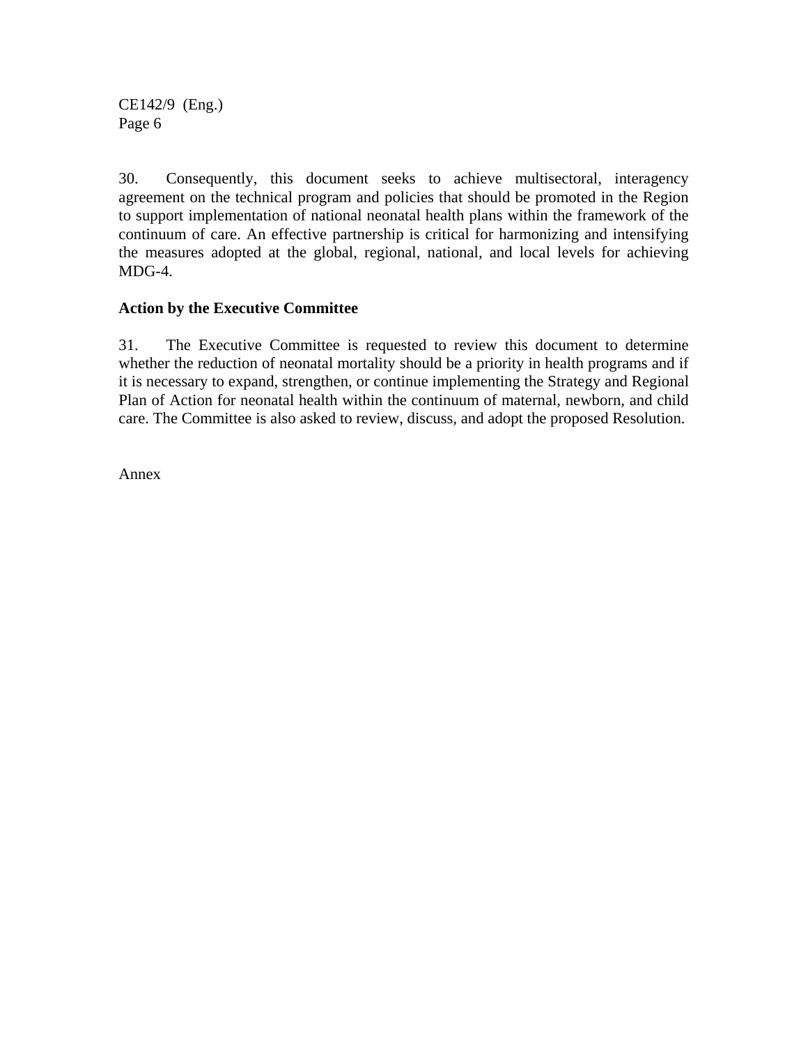30. Consequently, this document seeks to achieve multisectoral, interagency agreement on the technical program and policies that should be promoted in the Region to support implementation of national neonatal health plans within the framework of the continuum of care. An effective partnership is critical for harmonizing and intensifying the measures adopted at the global, regional, national, and local levels for achieving MDG-4.

**Action by the Executive Committee**

31. The Executive Committee is requested to review this document to determine whether the reduction of neonatal mortality should be a priority in health programs and if it is necessary to expand, strengthen, or continue implementing the Strategy and Regional Plan of Action for neonatal health within the continuum of maternal, newborn, and child care. The Committee is also asked to review, discuss, and adopt the proposed Resolution.

Annex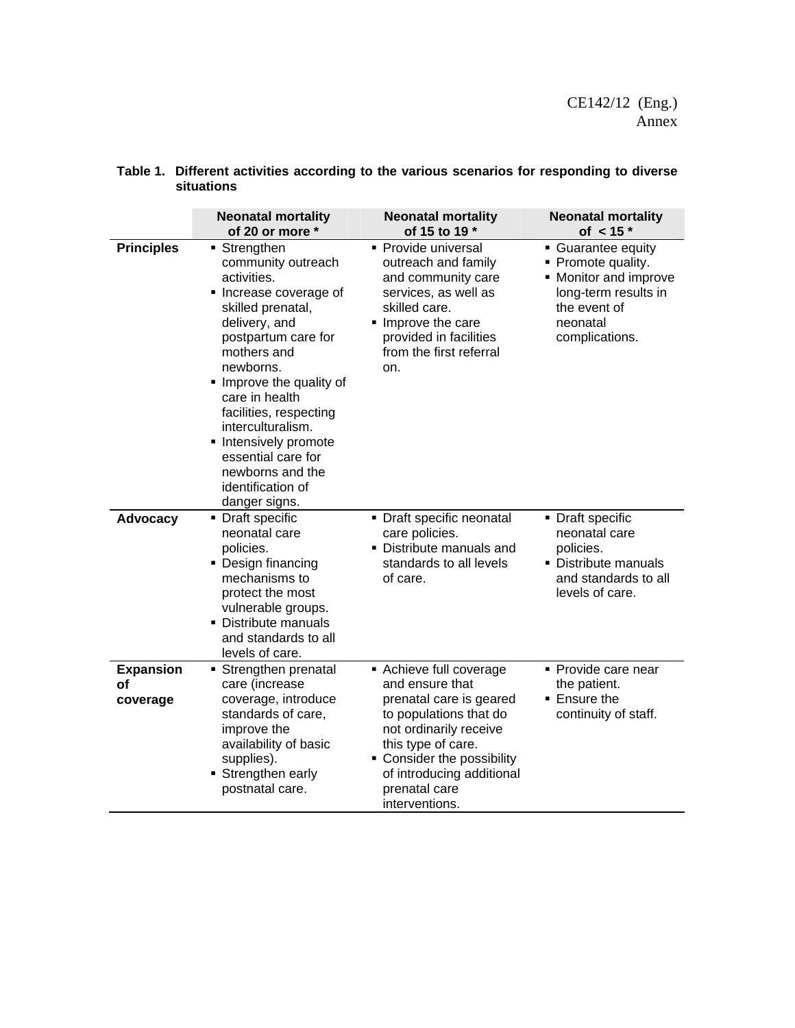**Table 1. Different activities according to the various scenarios for responding to diverse situations**

| | **Neonatal mortality of 20 or more *** | **Neonatal mortality of 15 to 19 *** | **Neonatal mortality of < 15 *** |
|---|---|---|---|
| **Principles** | ▪ Strengthen community outreach activities.<br>▪ Increase coverage of skilled prenatal, delivery, and postpartum care for mothers and newborns.<br>▪ Improve the quality of care in health facilities, respecting interculturalism.<br>▪ Intensively promote essential care for newborns and the identification of danger signs. | ▪ Provide universal outreach and family and community care services, as well as skilled care.<br>▪ Improve the care provided in facilities from the first referral on. | ▪ Guarantee equity<br>▪ Promote quality.<br>▪ Monitor and improve long-term results in the event of neonatal complications. |
| **Advocacy** | ▪ Draft specific neonatal care policies.<br>▪ Design financing mechanisms to protect the most vulnerable groups.<br>▪ Distribute manuals and standards to all levels of care. | ▪ Draft specific neonatal care policies.<br>▪ Distribute manuals and standards to all levels of care. | ▪ Draft specific neonatal care policies.<br>▪ Distribute manuals and standards to all levels of care. |
| **Expansion of coverage** | ▪ Strengthen prenatal care (increase coverage, introduce standards of care, improve the availability of basic supplies).<br>▪ Strengthen early postnatal care. | ▪ Achieve full coverage and ensure that prenatal care is geared to populations that do not ordinarily receive this type of care.<br>▪ Consider the possibility of introducing additional prenatal care interventions. | ▪ Provide care near the patient.<br>▪ Ensure the continuity of staff. |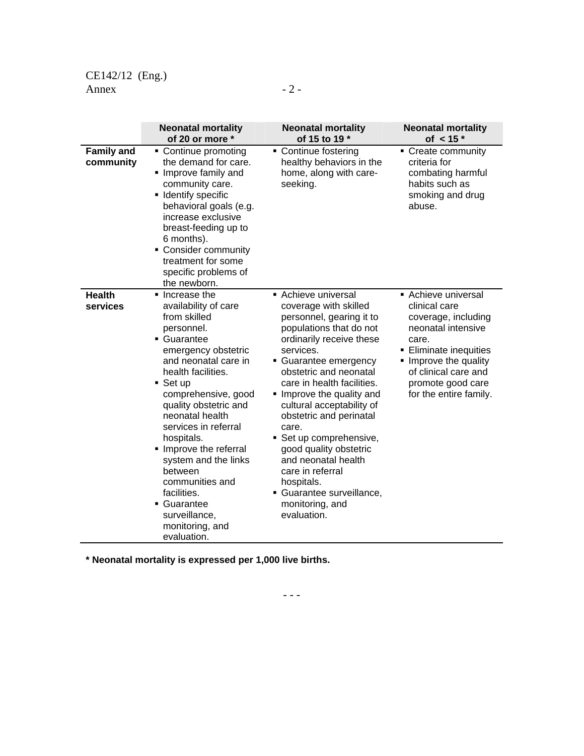| | Neonatal mortality of 20 or more * | Neonatal mortality of 15 to 19 * | Neonatal mortality of < 15 * |
|---|---|---|---|
| **Family and community** | ▪ Continue promoting the demand for care.<br>▪ Improve family and community care.<br>▪ Identify specific behavioral goals (e.g. increase exclusive breast-feeding up to 6 months).<br>▪ Consider community treatment for some specific problems of the newborn. | ▪ Continue fostering healthy behaviors in the home, along with care-seeking. | ▪ Create community criteria for combating harmful habits such as smoking and drug abuse. |
| **Health services** | ▪ Increase the availability of care from skilled personnel.<br>▪ Guarantee emergency obstetric and neonatal care in health facilities.<br>▪ Set up comprehensive, good quality obstetric and neonatal health services in referral hospitals.<br>▪ Improve the referral system and the links between communities and facilities.<br>▪ Guarantee surveillance, monitoring, and evaluation. | ▪ Achieve universal coverage with skilled personnel, gearing it to populations that do not ordinarily receive these services.<br>▪ Guarantee emergency obstetric and neonatal care in health facilities.<br>▪ Improve the quality and cultural acceptability of obstetric and perinatal care.<br>▪ Set up comprehensive, good quality obstetric and neonatal health care in referral hospitals.<br>▪ Guarantee surveillance, monitoring, and evaluation. | ▪ Achieve universal clinical care coverage, including neonatal intensive care.<br>▪ Eliminate inequities<br>▪ Improve the quality of clinical care and promote good care for the entire family. |

**\* Neonatal mortality is expressed per 1,000 live births.**

- - -